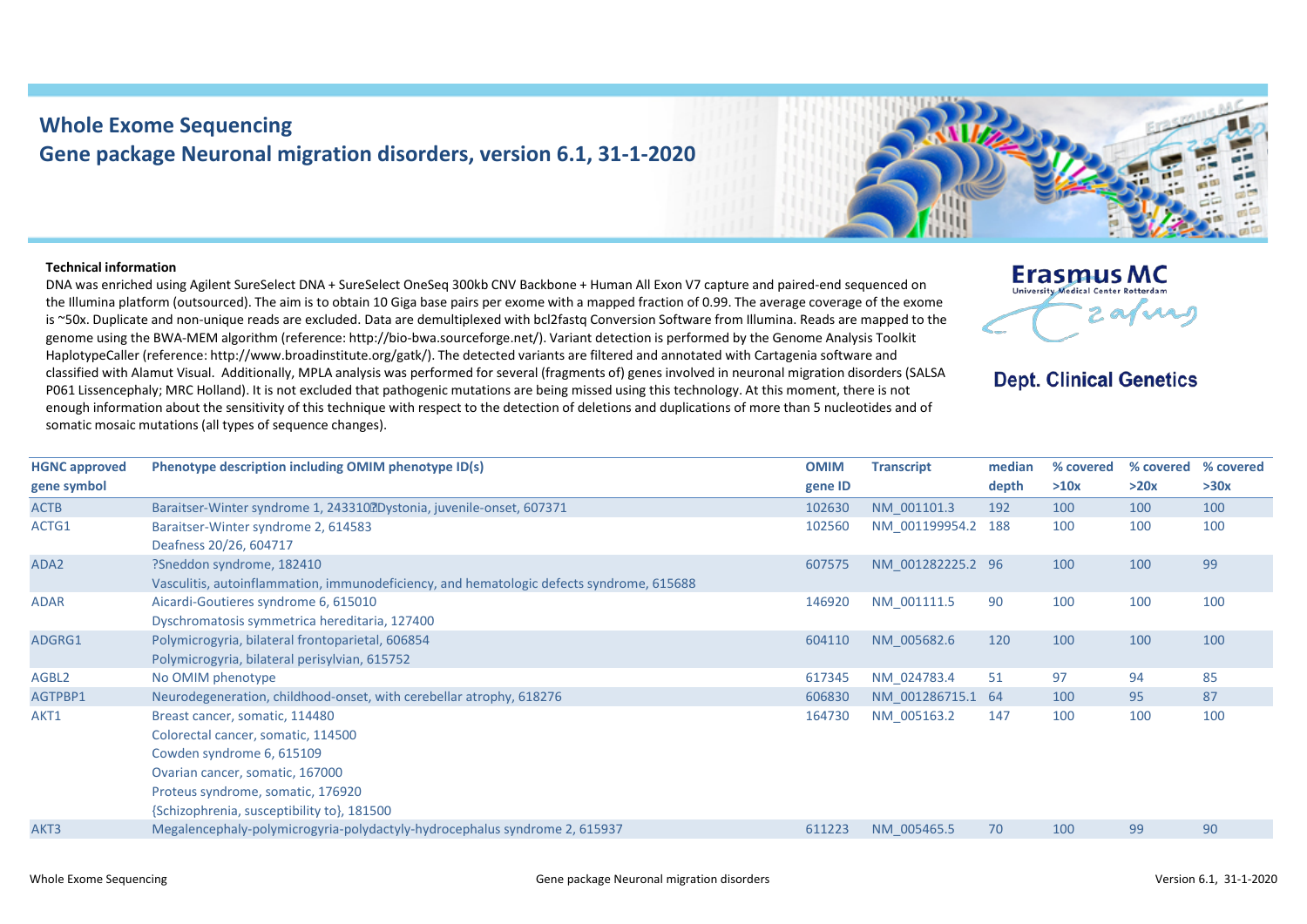# Whole Exome Sequencing
## Gene package Neuronal migration disorders, version 6.1, 31-1-2020

Erasmus MC
University Medical Center Rotterdam

Dept. Clinical Genetics

**Technical information**

DNA was enriched using Agilent SureSelect DNA + SureSelect OneSeq 300kb CNV Backbone + Human All Exon V7 capture and paired-end sequenced on the Illumina platform (outsourced). The aim is to obtain 10 Giga base pairs per exome with a mapped fraction of 0.99. The average coverage of the exome is ~50x. Duplicate and non-unique reads are excluded. Data are demultiplexed with bcl2fastq Conversion Software from Illumina. Reads are mapped to the genome using the BWA-MEM algorithm (reference: http://bio-bwa.sourceforge.net/). Variant detection is performed by the Genome Analysis Toolkit HaplotypeCaller (reference: http://www.broadinstitute.org/gatk/). The detected variants are filtered and annotated with Cartagenia software and classified with Alamut Visual. Additionally, MPLA analysis was performed for several (fragments of) genes involved in neuronal migration disorders (SALSA P061 Lissencephaly; MRC Holland). It is not excluded that pathogenic mutations are being missed using this technology. At this moment, there is not enough information about the sensitivity of this technique with respect to the detection of deletions and duplications of more than 5 nucleotides and of somatic mosaic mutations (all types of sequence changes).

| HGNC approved gene symbol | Phenotype description including OMIM phenotype ID(s) | OMIM gene ID | Transcript | median depth | % covered >10x | % covered >20x | % covered >30x |
|---|---|---|---|---|---|---|---|
| ACTB | Baraitser-Winter syndrome 1, 243310?Dystonia, juvenile-onset, 607371 | 102630 | NM_001101.3 | 192 | 100 | 100 | 100 |
| ACTG1 | Baraitser-Winter syndrome 2, 614583<br>Deafness 20/26, 604717 | 102560 | NM_001199954.2 | 188 | 100 | 100 | 100 |
| ADA2 | ?Sneddon syndrome, 182410<br>Vasculitis, autoinflammation, immunodeficiency, and hematologic defects syndrome, 615688 | 607575 | NM_001282225.2 | 96 | 100 | 100 | 99 |
| ADAR | Aicardi-Goutieres syndrome 6, 615010<br>Dyschromatosis symmetrica hereditaria, 127400 | 146920 | NM_001111.5 | 90 | 100 | 100 | 100 |
| ADGRG1 | Polymicrogyria, bilateral frontoparietal, 606854<br>Polymicrogyria, bilateral perisylvian, 615752 | 604110 | NM_005682.6 | 120 | 100 | 100 | 100 |
| AGBL2 | No OMIM phenotype | 617345 | NM_024783.4 | 51 | 97 | 94 | 85 |
| AGTPBP1 | Neurodegeneration, childhood-onset, with cerebellar atrophy, 618276 | 606830 | NM_001286715.1 | 64 | 100 | 95 | 87 |
| AKT1 | Breast cancer, somatic, 114480<br>Colorectal cancer, somatic, 114500<br>Cowden syndrome 6, 615109<br>Ovarian cancer, somatic, 167000<br>Proteus syndrome, somatic, 176920<br>{Schizophrenia, susceptibility to}, 181500 | 164730 | NM_005163.2 | 147 | 100 | 100 | 100 |
| AKT3 | Megalencephaly-polymicrogyria-polydactyly-hydrocephalus syndrome 2, 615937 | 611223 | NM_005465.5 | 70 | 100 | 99 | 90 |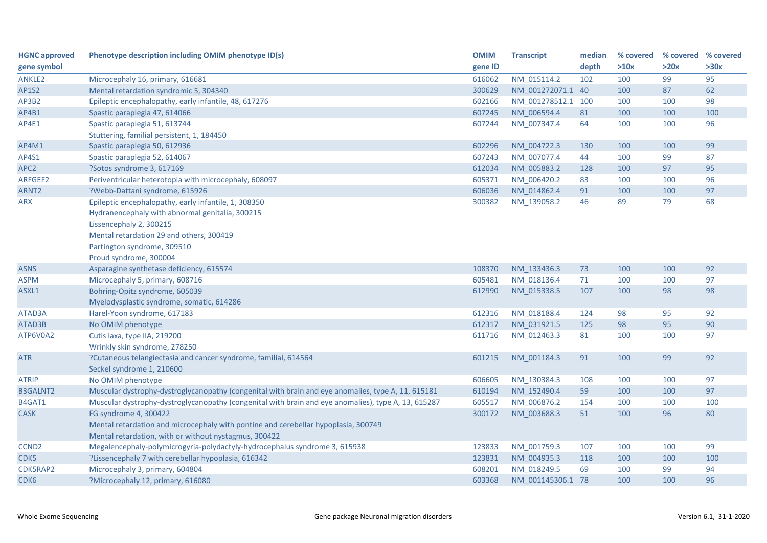| HGNC approved gene symbol | Phenotype description including OMIM phenotype ID(s) | OMIM gene ID | Transcript | median depth | % covered >10x | % covered >20x | % covered >30x |
|---|---|---|---|---|---|---|---|
| ANKLE2 | Microcephaly 16, primary, 616681 | 616062 | NM_015114.2 | 102 | 100 | 99 | 95 |
| AP1S2 | Mental retardation syndromic 5, 304340 | 300629 | NM_001272071.1 | 40 | 100 | 87 | 62 |
| AP3B2 | Epileptic encephalopathy, early infantile, 48, 617276 | 602166 | NM_001278512.1 | 100 | 100 | 100 | 98 |
| AP4B1 | Spastic paraplegia 47, 614066 | 607245 | NM_006594.4 | 81 | 100 | 100 | 100 |
| AP4E1 | Spastic paraplegia 51, 613744<br>Stuttering, familial persistent, 1, 184450 | 607244 | NM_007347.4 | 64 | 100 | 100 | 96 |
| AP4M1 | Spastic paraplegia 50, 612936 | 602296 | NM_004722.3 | 130 | 100 | 100 | 99 |
| AP4S1 | Spastic paraplegia 52, 614067 | 607243 | NM_007077.4 | 44 | 100 | 99 | 87 |
| APC2 | ?Sotos syndrome 3, 617169 | 612034 | NM_005883.2 | 128 | 100 | 97 | 95 |
| ARFGEF2 | Periventricular heterotopia with microcephaly, 608097 | 605371 | NM_006420.2 | 83 | 100 | 100 | 96 |
| ARNT2 | ?Webb-Dattani syndrome, 615926 | 606036 | NM_014862.4 | 91 | 100 | 100 | 97 |
| ARX | Epileptic encephalopathy, early infantile, 1, 308350<br>Hydranencephaly with abnormal genitalia, 300215<br>Lissencephaly 2, 300215<br>Mental retardation 29 and others, 300419<br>Partington syndrome, 309510<br>Proud syndrome, 300004 | 300382 | NM_139058.2 | 46 | 89 | 79 | 68 |
| ASNS | Asparagine synthetase deficiency, 615574 | 108370 | NM_133436.3 | 73 | 100 | 100 | 92 |
| ASPM | Microcephaly 5, primary, 608716 | 605481 | NM_018136.4 | 71 | 100 | 100 | 97 |
| ASXL1 | Bohring-Opitz syndrome, 605039<br>Myelodysplastic syndrome, somatic, 614286 | 612990 | NM_015338.5 | 107 | 100 | 98 | 98 |
| ATAD3A | Harel-Yoon syndrome, 617183 | 612316 | NM_018188.4 | 124 | 98 | 95 | 92 |
| ATAD3B | No OMIM phenotype | 612317 | NM_031921.5 | 125 | 98 | 95 | 90 |
| ATP6V0A2 | Cutis laxa, type IIA, 219200<br>Wrinkly skin syndrome, 278250 | 611716 | NM_012463.3 | 81 | 100 | 100 | 97 |
| ATR | ?Cutaneous telangiectasia and cancer syndrome, familial, 614564<br>Seckel syndrome 1, 210600 | 601215 | NM_001184.3 | 91 | 100 | 99 | 92 |
| ATRIP | No OMIM phenotype | 606605 | NM_130384.3 | 108 | 100 | 100 | 97 |
| B3GALNT2 | Muscular dystrophy-dystroglycanopathy (congenital with brain and eye anomalies, type A, 11, 615181 | 610194 | NM_152490.4 | 59 | 100 | 100 | 97 |
| B4GAT1 | Muscular dystrophy-dystroglycanopathy (congenital with brain and eye anomalies), type A, 13, 615287 | 605517 | NM_006876.2 | 154 | 100 | 100 | 100 |
| CASK | FG syndrome 4, 300422<br>Mental retardation and microcephaly with pontine and cerebellar hypoplasia, 300749<br>Mental retardation, with or without nystagmus, 300422 | 300172 | NM_003688.3 | 51 | 100 | 96 | 80 |
| CCND2 | Megalencephaly-polymicrogyria-polydactyly-hydrocephalus syndrome 3, 615938 | 123833 | NM_001759.3 | 107 | 100 | 100 | 99 |
| CDK5 | ?Lissencephaly 7 with cerebellar hypoplasia, 616342 | 123831 | NM_004935.3 | 118 | 100 | 100 | 100 |
| CDK5RAP2 | Microcephaly 3, primary, 604804 | 608201 | NM_018249.5 | 69 | 100 | 99 | 94 |
| CDK6 | ?Microcephaly 12, primary, 616080 | 603368 | NM_001145306.1 | 78 | 100 | 100 | 96 |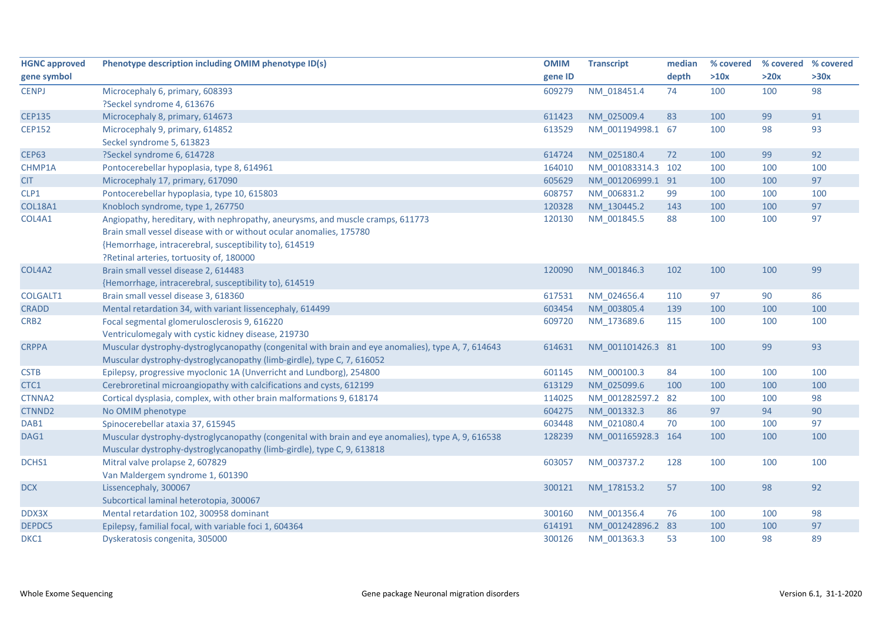| HGNC approved gene symbol | Phenotype description including OMIM phenotype ID(s) | OMIM gene ID | Transcript | median depth | % covered >10x | % covered >20x | % covered >30x |
|---|---|---|---|---|---|---|---|
| CENPJ | Microcephaly 6, primary, 608393<br>?Seckel syndrome 4, 613676 | 609279 | NM_018451.4 | 74 | 100 | 100 | 98 |
| CEP135 | Microcephaly 8, primary, 614673 | 611423 | NM_025009.4 | 83 | 100 | 99 | 91 |
| CEP152 | Microcephaly 9, primary, 614852<br>Seckel syndrome 5, 613823 | 613529 | NM_001194998.1 | 67 | 100 | 98 | 93 |
| CEP63 | ?Seckel syndrome 6, 614728 | 614724 | NM_025180.4 | 72 | 100 | 99 | 92 |
| CHMP1A | Pontocerebellar hypoplasia, type 8, 614961 | 164010 | NM_001083314.3 | 102 | 100 | 100 | 100 |
| CIT | Microcephaly 17, primary, 617090 | 605629 | NM_001206999.1 | 91 | 100 | 100 | 97 |
| CLP1 | Pontocerebellar hypoplasia, type 10, 615803 | 608757 | NM_006831.2 | 99 | 100 | 100 | 100 |
| COL18A1 | Knobloch syndrome, type 1, 267750 | 120328 | NM_130445.2 | 143 | 100 | 100 | 97 |
| COL4A1 | Angiopathy, hereditary, with nephropathy, aneurysms, and muscle cramps, 611773<br>Brain small vessel disease with or without ocular anomalies, 175780<br>{Hemorrhage, intracerebral, susceptibility to}, 614519<br>?Retinal arteries, tortuosity of, 180000 | 120130 | NM_001845.5 | 88 | 100 | 100 | 97 |
| COL4A2 | Brain small vessel disease 2, 614483<br>{Hemorrhage, intracerebral, susceptibility to}, 614519 | 120090 | NM_001846.3 | 102 | 100 | 100 | 99 |
| COLGALT1 | Brain small vessel disease 3, 618360 | 617531 | NM_024656.4 | 110 | 97 | 90 | 86 |
| CRADD | Mental retardation 34, with variant lissencephaly, 614499 | 603454 | NM_003805.4 | 139 | 100 | 100 | 100 |
| CRB2 | Focal segmental glomerulosclerosis 9, 616220<br>Ventriculomegaly with cystic kidney disease, 219730 | 609720 | NM_173689.6 | 115 | 100 | 100 | 100 |
| CRPPA | Muscular dystrophy-dystroglycanopathy (congenital with brain and eye anomalies), type A, 7, 614643<br>Muscular dystrophy-dystroglycanopathy (limb-girdle), type C, 7, 616052 | 614631 | NM_001101426.3 | 81 | 100 | 99 | 93 |
| CSTB | Epilepsy, progressive myoclonic 1A (Unverricht and Lundborg), 254800 | 601145 | NM_000100.3 | 84 | 100 | 100 | 100 |
| CTC1 | Cerebroretinal microangiopathy with calcifications and cysts, 612199 | 613129 | NM_025099.6 | 100 | 100 | 100 | 100 |
| CTNNA2 | Cortical dysplasia, complex, with other brain malformations 9, 618174 | 114025 | NM_001282597.2 | 82 | 100 | 100 | 98 |
| CTNND2 | No OMIM phenotype | 604275 | NM_001332.3 | 86 | 97 | 94 | 90 |
| DAB1 | Spinocerebellar ataxia 37, 615945 | 603448 | NM_021080.4 | 70 | 100 | 100 | 97 |
| DAG1 | Muscular dystrophy-dystroglycanopathy (congenital with brain and eye anomalies), type A, 9, 616538<br>Muscular dystrophy-dystroglycanopathy (limb-girdle), type C, 9, 613818 | 128239 | NM_001165928.3 | 164 | 100 | 100 | 100 |
| DCHS1 | Mitral valve prolapse 2, 607829<br>Van Maldergem syndrome 1, 601390 | 603057 | NM_003737.2 | 128 | 100 | 100 | 100 |
| DCX | Lissencephaly, 300067<br>Subcortical laminal heterotopia, 300067 | 300121 | NM_178153.2 | 57 | 100 | 98 | 92 |
| DDX3X | Mental retardation 102, 300958 dominant | 300160 | NM_001356.4 | 76 | 100 | 100 | 98 |
| DEPDC5 | Epilepsy, familial focal, with variable foci 1, 604364 | 614191 | NM_001242896.2 | 83 | 100 | 100 | 97 |
| DKC1 | Dyskeratosis congenita, 305000 | 300126 | NM_001363.3 | 53 | 100 | 98 | 89 |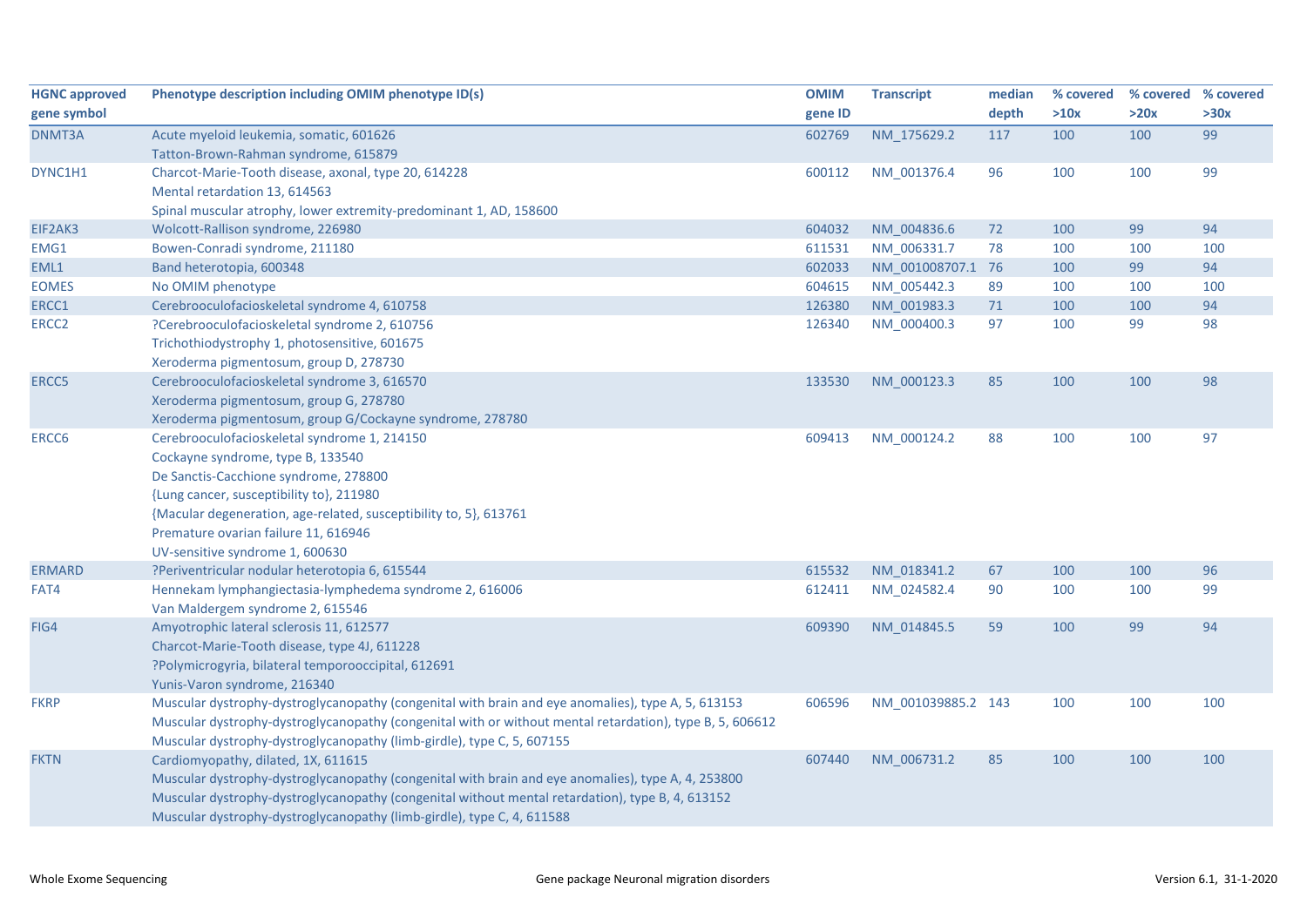| HGNC approved gene symbol | Phenotype description including OMIM phenotype ID(s) | OMIM gene ID | Transcript | median depth | % covered >10x | % covered >20x | % covered >30x |
|---|---|---|---|---|---|---|---|
| DNMT3A | Acute myeloid leukemia, somatic, 601626<br>Tatton-Brown-Rahman syndrome, 615879 | 602769 | NM_175629.2 | 117 | 100 | 100 | 99 |
| DYNC1H1 | Charcot-Marie-Tooth disease, axonal, type 20, 614228<br>Mental retardation 13, 614563<br>Spinal muscular atrophy, lower extremity-predominant 1, AD, 158600 | 600112 | NM_001376.4 | 96 | 100 | 100 | 99 |
| EIF2AK3 | Wolcott-Rallison syndrome, 226980 | 604032 | NM_004836.6 | 72 | 100 | 99 | 94 |
| EMG1 | Bowen-Conradi syndrome, 211180 | 611531 | NM_006331.7 | 78 | 100 | 100 | 100 |
| EML1 | Band heterotopia, 600348 | 602033 | NM_001008707.1 | 76 | 100 | 99 | 94 |
| EOMES | No OMIM phenotype | 604615 | NM_005442.3 | 89 | 100 | 100 | 100 |
| ERCC1 | Cerebrooculofacioskeletal syndrome 4, 610758 | 126380 | NM_001983.3 | 71 | 100 | 100 | 94 |
| ERCC2 | ?Cerebrooculofacioskeletal syndrome 2, 610756<br>Trichothiodystrophy 1, photosensitive, 601675<br>Xeroderma pigmentosum, group D, 278730 | 126340 | NM_000400.3 | 97 | 100 | 99 | 98 |
| ERCC5 | Cerebrooculofacioskeletal syndrome 3, 616570<br>Xeroderma pigmentosum, group G, 278780<br>Xeroderma pigmentosum, group G/Cockayne syndrome, 278780 | 133530 | NM_000123.3 | 85 | 100 | 100 | 98 |
| ERCC6 | Cerebrooculofacioskeletal syndrome 1, 214150<br>Cockayne syndrome, type B, 133540<br>De Sanctis-Cacchione syndrome, 278800<br>{Lung cancer, susceptibility to}, 211980<br>{Macular degeneration, age-related, susceptibility to, 5}, 613761<br>Premature ovarian failure 11, 616946<br>UV-sensitive syndrome 1, 600630 | 609413 | NM_000124.2 | 88 | 100 | 100 | 97 |
| ERMARD | ?Periventricular nodular heterotopia 6, 615544 | 615532 | NM_018341.2 | 67 | 100 | 100 | 96 |
| FAT4 | Hennekam lymphangiectasia-lymphedema syndrome 2, 616006<br>Van Maldergem syndrome 2, 615546 | 612411 | NM_024582.4 | 90 | 100 | 100 | 99 |
| FIG4 | Amyotrophic lateral sclerosis 11, 612577<br>Charcot-Marie-Tooth disease, type 4J, 611228<br>?Polymicrogyria, bilateral temporooccipital, 612691<br>Yunis-Varon syndrome, 216340 | 609390 | NM_014845.5 | 59 | 100 | 99 | 94 |
| FKRP | Muscular dystrophy-dystroglycanopathy (congenital with brain and eye anomalies), type A, 5, 613153<br>Muscular dystrophy-dystroglycanopathy (congenital with or without mental retardation), type B, 5, 606612<br>Muscular dystrophy-dystroglycanopathy (limb-girdle), type C, 5, 607155 | 606596 | NM_001039885.2 | 143 | 100 | 100 | 100 |
| FKTN | Cardiomyopathy, dilated, 1X, 611615<br>Muscular dystrophy-dystroglycanopathy (congenital with brain and eye anomalies), type A, 4, 253800<br>Muscular dystrophy-dystroglycanopathy (congenital without mental retardation), type B, 4, 613152<br>Muscular dystrophy-dystroglycanopathy (limb-girdle), type C, 4, 611588 | 607440 | NM_006731.2 | 85 | 100 | 100 | 100 |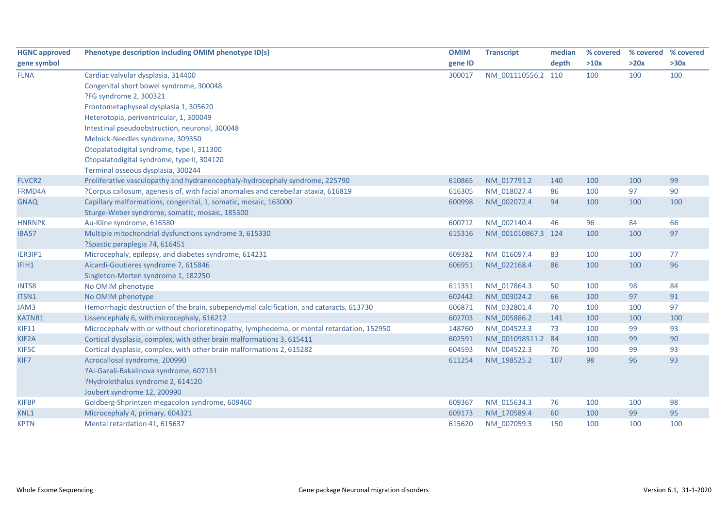| HGNC approved gene symbol | Phenotype description including OMIM phenotype ID(s) | OMIM gene ID | Transcript | median depth | % covered >10x | % covered >20x | % covered >30x |
|---|---|---|---|---|---|---|---|
| FLNA | Cardiac valvular dysplasia, 314400 | 300017 | NM_001110556.2 | 110 | 100 | 100 | 100 |
| | Congenital short bowel syndrome, 300048 | | | | | | |
| | ?FG syndrome 2, 300321 | | | | | | |
| | Frontometaphyseal dysplasia 1, 305620 | | | | | | |
| | Heterotopia, periventricular, 1, 300049 | | | | | | |
| | Intestinal pseudoobstruction, neuronal, 300048 | | | | | | |
| | Melnick-Needles syndrome, 309350 | | | | | | |
| | Otopalatodigital syndrome, type I, 311300 | | | | | | |
| | Otopalatodigital syndrome, type II, 304120 | | | | | | |
| | Terminal osseous dysplasia, 300244 | | | | | | |
| FLVCR2 | Proliferative vasculopathy and hydranencephaly-hydrocephaly syndrome, 225790 | 610865 | NM_017791.2 | 140 | 100 | 100 | 99 |
| FRMD4A | ?Corpus callosum, agenesis of, with facial anomalies and cerebellar ataxia, 616819 | 616305 | NM_018027.4 | 86 | 100 | 97 | 90 |
| GNAQ | Capillary malformations, congenital, 1, somatic, mosaic, 163000 | 600998 | NM_002072.4 | 94 | 100 | 100 | 100 |
| | Sturge-Weber syndrome, somatic, mosaic, 185300 | | | | | | |
| HNRNPK | Au-Kline syndrome, 616580 | 600712 | NM_002140.4 | 46 | 96 | 84 | 66 |
| IBA57 | Multiple mitochondrial dysfunctions syndrome 3, 615330 | 615316 | NM_001010867.3 | 124 | 100 | 100 | 97 |
| | ?Spastic paraplegia 74, 616451 | | | | | | |
| IER3IP1 | Microcephaly, epilepsy, and diabetes syndrome, 614231 | 609382 | NM_016097.4 | 83 | 100 | 100 | 77 |
| IFIH1 | Aicardi-Goutieres syndrome 7, 615846 | 606951 | NM_022168.4 | 86 | 100 | 100 | 96 |
| | Singleton-Merten syndrome 1, 182250 | | | | | | |
| INTS8 | No OMIM phenotype | 611351 | NM_017864.3 | 50 | 100 | 98 | 84 |
| ITSN1 | No OMIM phenotype | 602442 | NM_003024.2 | 66 | 100 | 97 | 91 |
| JAM3 | Hemorrhagic destruction of the brain, subependymal calcification, and cataracts, 613730 | 606871 | NM_032801.4 | 70 | 100 | 100 | 97 |
| KATNB1 | Lissencephaly 6, with microcephaly, 616212 | 602703 | NM_005886.2 | 141 | 100 | 100 | 100 |
| KIF11 | Microcephaly with or without chorioretinopathy, lymphedema, or mental retardation, 152950 | 148760 | NM_004523.3 | 73 | 100 | 99 | 93 |
| KIF2A | Cortical dysplasia, complex, with other brain malformations 3, 615411 | 602591 | NM_001098511.2 | 84 | 100 | 99 | 90 |
| KIF5C | Cortical dysplasia, complex, with other brain malformations 2, 615282 | 604593 | NM_004522.3 | 70 | 100 | 99 | 93 |
| KIF7 | Acrocallosal syndrome, 200990 | 611254 | NM_198525.2 | 107 | 98 | 96 | 93 |
| | ?Al-Gazali-Bakalinova syndrome, 607131 | | | | | | |
| | ?Hydrolethalus syndrome 2, 614120 | | | | | | |
| | Joubert syndrome 12, 200990 | | | | | | |
| KIFBP | Goldberg-Shprintzen megacolon syndrome, 609460 | 609367 | NM_015634.3 | 76 | 100 | 100 | 98 |
| KNL1 | Microcephaly 4, primary, 604321 | 609173 | NM_170589.4 | 60 | 100 | 99 | 95 |
| KPTN | Mental retardation 41, 615637 | 615620 | NM_007059.3 | 150 | 100 | 100 | 100 |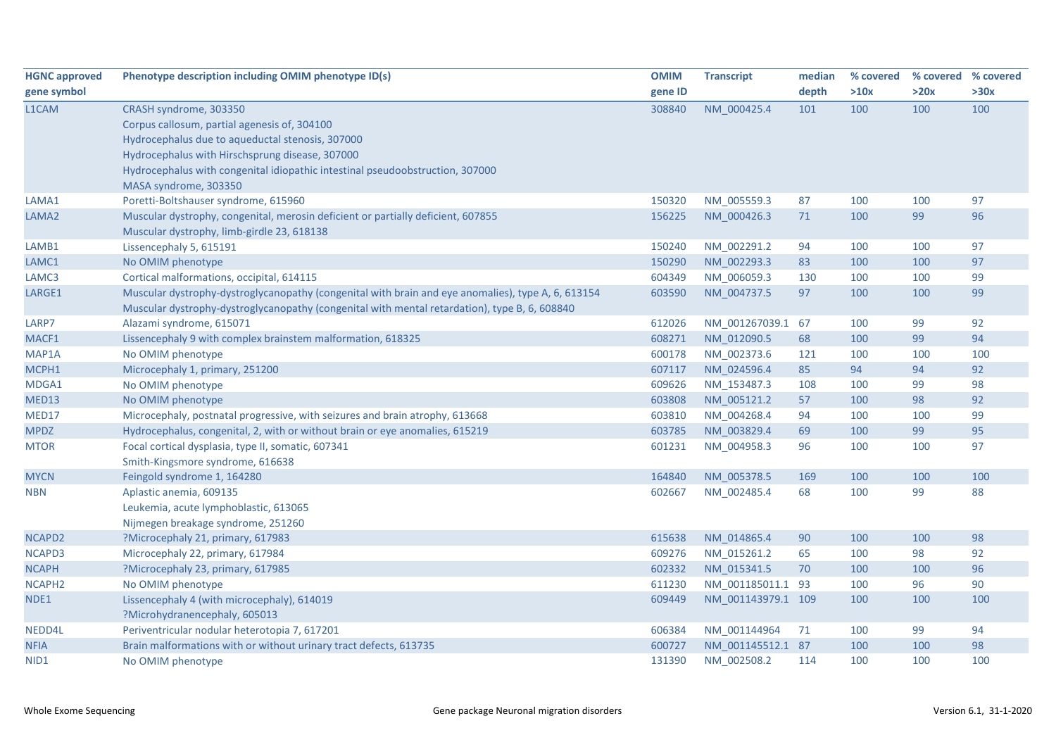| HGNC approved gene symbol | Phenotype description including OMIM phenotype ID(s) | OMIM gene ID | Transcript | median depth | % covered >10x | % covered >20x | % covered >30x |
|---|---|---|---|---|---|---|---|
| L1CAM | CRASH syndrome, 303350<br>Corpus callosum, partial agenesis of, 304100<br>Hydrocephalus due to aqueductal stenosis, 307000<br>Hydrocephalus with Hirschsprung disease, 307000<br>Hydrocephalus with congenital idiopathic intestinal pseudoobstruction, 307000<br>MASA syndrome, 303350 | 308840 | NM_000425.4 | 101 | 100 | 100 | 100 |
| LAMA1 | Poretti-Boltshauser syndrome, 615960 | 150320 | NM_005559.3 | 87 | 100 | 100 | 97 |
| LAMA2 | Muscular dystrophy, congenital, merosin deficient or partially deficient, 607855<br>Muscular dystrophy, limb-girdle 23, 618138 | 156225 | NM_000426.3 | 71 | 100 | 99 | 96 |
| LAMB1 | Lissencephaly 5, 615191 | 150240 | NM_002291.2 | 94 | 100 | 100 | 97 |
| LAMC1 | No OMIM phenotype | 150290 | NM_002293.3 | 83 | 100 | 100 | 97 |
| LAMC3 | Cortical malformations, occipital, 614115 | 604349 | NM_006059.3 | 130 | 100 | 100 | 99 |
| LARGE1 | Muscular dystrophy-dystroglycanopathy (congenital with brain and eye anomalies), type A, 6, 613154<br>Muscular dystrophy-dystroglycanopathy (congenital with mental retardation), type B, 6, 608840 | 603590 | NM_004737.5 | 97 | 100 | 100 | 99 |
| LARP7 | Alazami syndrome, 615071 | 612026 | NM_001267039.1 | 67 | 100 | 99 | 92 |
| MACF1 | Lissencephaly 9 with complex brainstem malformation, 618325 | 608271 | NM_012090.5 | 68 | 100 | 99 | 94 |
| MAP1A | No OMIM phenotype | 600178 | NM_002373.6 | 121 | 100 | 100 | 100 |
| MCPH1 | Microcephaly 1, primary, 251200 | 607117 | NM_024596.4 | 85 | 94 | 94 | 92 |
| MDGA1 | No OMIM phenotype | 609626 | NM_153487.3 | 108 | 100 | 99 | 98 |
| MED13 | No OMIM phenotype | 603808 | NM_005121.2 | 57 | 100 | 98 | 92 |
| MED17 | Microcephaly, postnatal progressive, with seizures and brain atrophy, 613668 | 603810 | NM_004268.4 | 94 | 100 | 100 | 99 |
| MPDZ | Hydrocephalus, congenital, 2, with or without brain or eye anomalies, 615219 | 603785 | NM_003829.4 | 69 | 100 | 99 | 95 |
| MTOR | Focal cortical dysplasia, type II, somatic, 607341<br>Smith-Kingsmore syndrome, 616638 | 601231 | NM_004958.3 | 96 | 100 | 100 | 97 |
| MYCN | Feingold syndrome 1, 164280 | 164840 | NM_005378.5 | 169 | 100 | 100 | 100 |
| NBN | Aplastic anemia, 609135<br>Leukemia, acute lymphoblastic, 613065<br>Nijmegen breakage syndrome, 251260 | 602667 | NM_002485.4 | 68 | 100 | 99 | 88 |
| NCAPD2 | ?Microcephaly 21, primary, 617983 | 615638 | NM_014865.4 | 90 | 100 | 100 | 98 |
| NCAPD3 | Microcephaly 22, primary, 617984 | 609276 | NM_015261.2 | 65 | 100 | 98 | 92 |
| NCAPH | ?Microcephaly 23, primary, 617985 | 602332 | NM_015341.5 | 70 | 100 | 100 | 96 |
| NCAPH2 | No OMIM phenotype | 611230 | NM_001185011.1 | 93 | 100 | 96 | 90 |
| NDE1 | Lissencephaly 4 (with microcephaly), 614019<br>?Microhydranencephaly, 605013 | 609449 | NM_001143979.1 | 109 | 100 | 100 | 100 |
| NEDD4L | Periventricular nodular heterotopia 7, 617201 | 606384 | NM_001144964 | 71 | 100 | 99 | 94 |
| NFIA | Brain malformations with or without urinary tract defects, 613735 | 600727 | NM_001145512.1 | 87 | 100 | 100 | 98 |
| NID1 | No OMIM phenotype | 131390 | NM_002508.2 | 114 | 100 | 100 | 100 |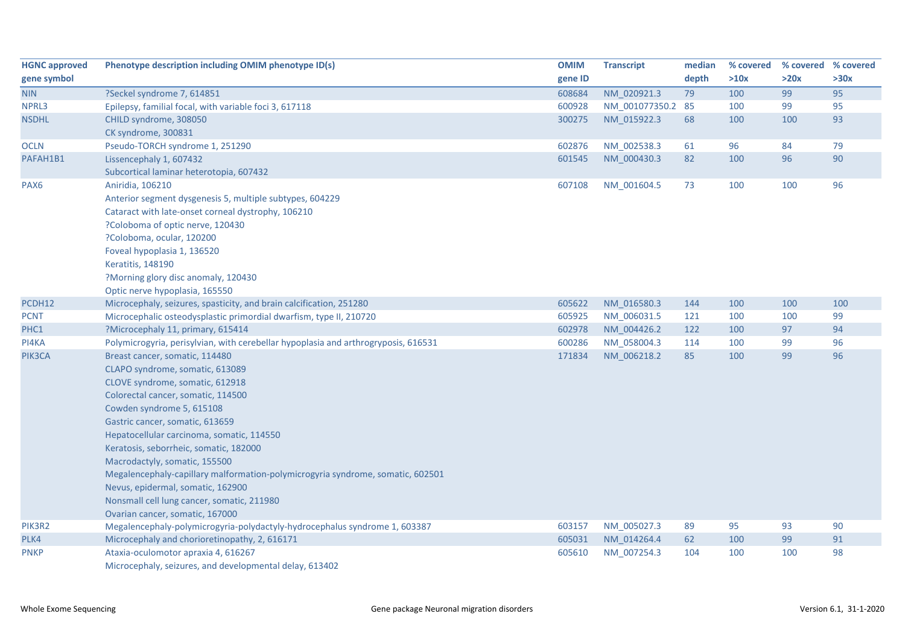| HGNC approved gene symbol | Phenotype description including OMIM phenotype ID(s) | OMIM gene ID | Transcript | median depth | % covered >10x | % covered >20x | % covered >30x |
|---|---|---|---|---|---|---|---|
| NIN | ?Seckel syndrome 7, 614851 | 608684 | NM_020921.3 | 79 | 100 | 99 | 95 |
| NPRL3 | Epilepsy, familial focal, with variable foci 3, 617118 | 600928 | NM_001077350.2 | 85 | 100 | 99 | 95 |
| NSDHL | CHILD syndrome, 308050<br>CK syndrome, 300831 | 300275 | NM_015922.3 | 68 | 100 | 100 | 93 |
| OCLN | Pseudo-TORCH syndrome 1, 251290 | 602876 | NM_002538.3 | 61 | 96 | 84 | 79 |
| PAFAH1B1 | Lissencephaly 1, 607432<br>Subcortical laminar heterotopia, 607432 | 601545 | NM_000430.3 | 82 | 100 | 96 | 90 |
| PAX6 | Aniridia, 106210<br>Anterior segment dysgenesis 5, multiple subtypes, 604229<br>Cataract with late-onset corneal dystrophy, 106210<br>?Coloboma of optic nerve, 120430<br>?Coloboma, ocular, 120200<br>Foveal hypoplasia 1, 136520<br>Keratitis, 148190<br>?Morning glory disc anomaly, 120430<br>Optic nerve hypoplasia, 165550 | 607108 | NM_001604.5 | 73 | 100 | 100 | 96 |
| PCDH12 | Microcephaly, seizures, spasticity, and brain calcification, 251280 | 605622 | NM_016580.3 | 144 | 100 | 100 | 100 |
| PCNT | Microcephalic osteodysplastic primordial dwarfism, type II, 210720 | 605925 | NM_006031.5 | 121 | 100 | 100 | 99 |
| PHC1 | ?Microcephaly 11, primary, 615414 | 602978 | NM_004426.2 | 122 | 100 | 97 | 94 |
| PI4KA | Polymicrogyria, perisylvian, with cerebellar hypoplasia and arthrogryposis, 616531 | 600286 | NM_058004.3 | 114 | 100 | 99 | 96 |
| PIK3CA | Breast cancer, somatic, 114480<br>CLAPO syndrome, somatic, 613089<br>CLOVE syndrome, somatic, 612918<br>Colorectal cancer, somatic, 114500<br>Cowden syndrome 5, 615108<br>Gastric cancer, somatic, 613659<br>Hepatocellular carcinoma, somatic, 114550<br>Keratosis, seborrheic, somatic, 182000<br>Macrodactyly, somatic, 155500<br>Megalencephaly-capillary malformation-polymicrogyria syndrome, somatic, 602501<br>Nevus, epidermal, somatic, 162900<br>Nonsmall cell lung cancer, somatic, 211980<br>Ovarian cancer, somatic, 167000 | 171834 | NM_006218.2 | 85 | 100 | 99 | 96 |
| PIK3R2 | Megalencephaly-polymicrogyria-polydactyly-hydrocephalus syndrome 1, 603387 | 603157 | NM_005027.3 | 89 | 95 | 93 | 90 |
| PLK4 | Microcephaly and chorioretinopathy, 2, 616171 | 605031 | NM_014264.4 | 62 | 100 | 99 | 91 |
| PNKP | Ataxia-oculomotor apraxia 4, 616267<br>Microcephaly, seizures, and developmental delay, 613402 | 605610 | NM_007254.3 | 104 | 100 | 100 | 98 |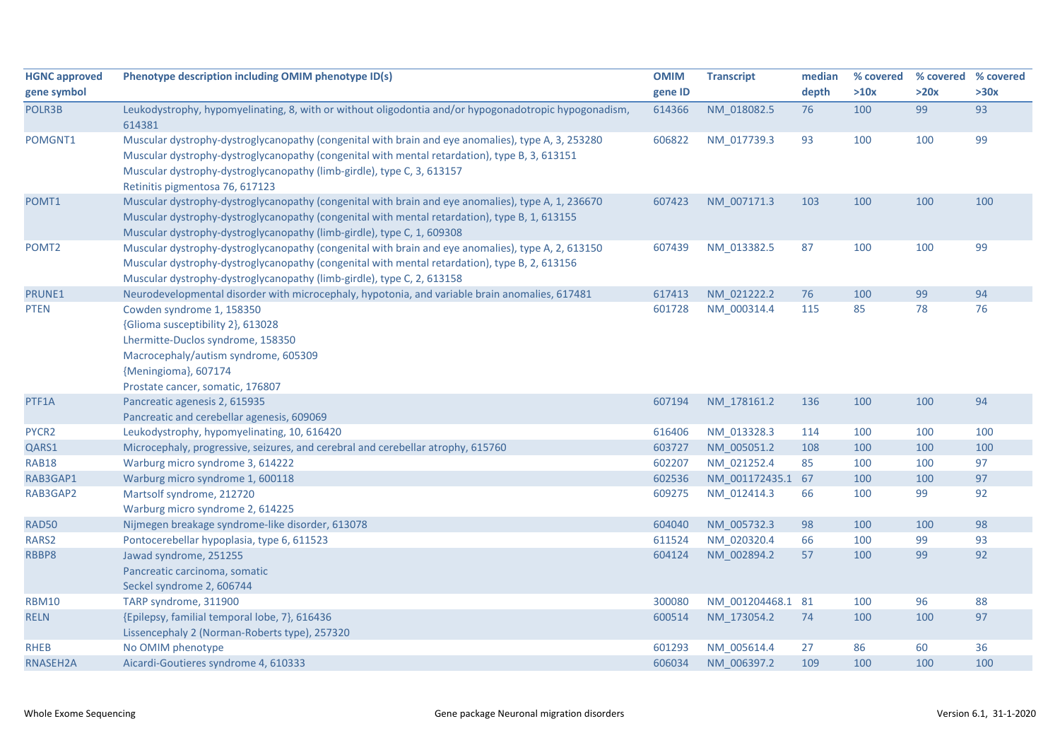| HGNC approved gene symbol | Phenotype description including OMIM phenotype ID(s) | OMIM gene ID | Transcript | median depth | % covered >10x | % covered >20x | % covered >30x |
|---|---|---|---|---|---|---|---|
| POLR3B | Leukodystrophy, hypomyelinating, 8, with or without oligodontia and/or hypogonadotropic hypogonadism, 614381 | 614366 | NM_018082.5 | 76 | 100 | 99 | 93 |
| POMGNT1 | Muscular dystrophy-dystroglycanopathy (congenital with brain and eye anomalies), type A, 3, 253280<br>Muscular dystrophy-dystroglycanopathy (congenital with mental retardation), type B, 3, 613151<br>Muscular dystrophy-dystroglycanopathy (limb-girdle), type C, 3, 613157<br>Retinitis pigmentosa 76, 617123 | 606822 | NM_017739.3 | 93 | 100 | 100 | 99 |
| POMT1 | Muscular dystrophy-dystroglycanopathy (congenital with brain and eye anomalies), type A, 1, 236670<br>Muscular dystrophy-dystroglycanopathy (congenital with mental retardation), type B, 1, 613155<br>Muscular dystrophy-dystroglycanopathy (limb-girdle), type C, 1, 609308 | 607423 | NM_007171.3 | 103 | 100 | 100 | 100 |
| POMT2 | Muscular dystrophy-dystroglycanopathy (congenital with brain and eye anomalies), type A, 2, 613150<br>Muscular dystrophy-dystroglycanopathy (congenital with mental retardation), type B, 2, 613156<br>Muscular dystrophy-dystroglycanopathy (limb-girdle), type C, 2, 613158 | 607439 | NM_013382.5 | 87 | 100 | 100 | 99 |
| PRUNE1 | Neurodevelopmental disorder with microcephaly, hypotonia, and variable brain anomalies, 617481 | 617413 | NM_021222.2 | 76 | 100 | 99 | 94 |
| PTEN | Cowden syndrome 1, 158350<br>{Glioma susceptibility 2}, 613028<br>Lhermitte-Duclos syndrome, 158350<br>Macrocephaly/autism syndrome, 605309<br>{Meningioma}, 607174<br>Prostate cancer, somatic, 176807 | 601728 | NM_000314.4 | 115 | 85 | 78 | 76 |
| PTF1A | Pancreatic agenesis 2, 615935<br>Pancreatic and cerebellar agenesis, 609069 | 607194 | NM_178161.2 | 136 | 100 | 100 | 94 |
| PYCR2 | Leukodystrophy, hypomyelinating, 10, 616420 | 616406 | NM_013328.3 | 114 | 100 | 100 | 100 |
| QARS1 | Microcephaly, progressive, seizures, and cerebral and cerebellar atrophy, 615760 | 603727 | NM_005051.2 | 108 | 100 | 100 | 100 |
| RAB18 | Warburg micro syndrome 3, 614222 | 602207 | NM_021252.4 | 85 | 100 | 100 | 97 |
| RAB3GAP1 | Warburg micro syndrome 1, 600118 | 602536 | NM_001172435.1 | 67 | 100 | 100 | 97 |
| RAB3GAP2 | Martsolf syndrome, 212720<br>Warburg micro syndrome 2, 614225 | 609275 | NM_012414.3 | 66 | 100 | 99 | 92 |
| RAD50 | Nijmegen breakage syndrome-like disorder, 613078 | 604040 | NM_005732.3 | 98 | 100 | 100 | 98 |
| RARS2 | Pontocerebellar hypoplasia, type 6, 611523 | 611524 | NM_020320.4 | 66 | 100 | 99 | 93 |
| RBBP8 | Jawad syndrome, 251255<br>Pancreatic carcinoma, somatic<br>Seckel syndrome 2, 606744 | 604124 | NM_002894.2 | 57 | 100 | 99 | 92 |
| RBM10 | TARP syndrome, 311900 | 300080 | NM_001204468.1 | 81 | 100 | 96 | 88 |
| RELN | {Epilepsy, familial temporal lobe, 7}, 616436<br>Lissencephaly 2 (Norman-Roberts type), 257320 | 600514 | NM_173054.2 | 74 | 100 | 100 | 97 |
| RHEB | No OMIM phenotype | 601293 | NM_005614.4 | 27 | 86 | 60 | 36 |
| RNASEH2A | Aicardi-Goutieres syndrome 4, 610333 | 606034 | NM_006397.2 | 109 | 100 | 100 | 100 |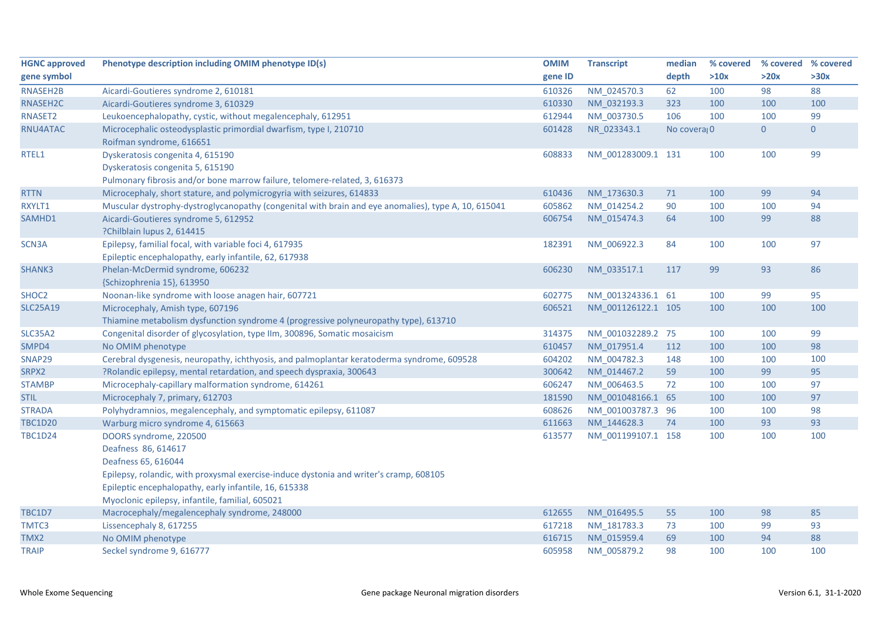| HGNC approved gene symbol | Phenotype description including OMIM phenotype ID(s) | OMIM gene ID | Transcript | median depth | % covered >10x | % covered >20x | % covered >30x |
|---|---|---|---|---|---|---|---|
| RNASEH2B | Aicardi-Goutieres syndrome 2, 610181 | 610326 | NM_024570.3 | 62 | 100 | 98 | 88 |
| RNASEH2C | Aicardi-Goutieres syndrome 3, 610329 | 610330 | NM_032193.3 | 323 | 100 | 100 | 100 |
| RNASET2 | Leukoencephalopathy, cystic, without megalencephaly, 612951 | 612944 | NM_003730.5 | 106 | 100 | 100 | 99 |
| RNU4ATAC | Microcephalic osteodysplastic primordial dwarfism, type I, 210710<br>Roifman syndrome, 616651 | 601428 | NR_023343.1 | No covera| 0 | 0 | 0 |
| RTEL1 | Dyskeratosis congenita 4, 615190<br>Dyskeratosis congenita 5, 615190<br>Pulmonary fibrosis and/or bone marrow failure, telomere-related, 3, 616373 | 608833 | NM_001283009.1 | 131 | 100 | 100 | 99 |
| RTTN | Microcephaly, short stature, and polymicrogyria with seizures, 614833 | 610436 | NM_173630.3 | 71 | 100 | 99 | 94 |
| RXYLT1 | Muscular dystrophy-dystroglycanopathy (congenital with brain and eye anomalies), type A, 10, 615041 | 605862 | NM_014254.2 | 90 | 100 | 100 | 94 |
| SAMHD1 | Aicardi-Goutieres syndrome 5, 612952<br>?Chilblain lupus 2, 614415 | 606754 | NM_015474.3 | 64 | 100 | 99 | 88 |
| SCN3A | Epilepsy, familial focal, with variable foci 4, 617935<br>Epileptic encephalopathy, early infantile, 62, 617938 | 182391 | NM_006922.3 | 84 | 100 | 100 | 97 |
| SHANK3 | Phelan-McDermid syndrome, 606232<br>{Schizophrenia 15}, 613950 | 606230 | NM_033517.1 | 117 | 99 | 93 | 86 |
| SHOC2 | Noonan-like syndrome with loose anagen hair, 607721 | 602775 | NM_001324336.1 | 61 | 100 | 99 | 95 |
| SLC25A19 | Microcephaly, Amish type, 607196<br>Thiamine metabolism dysfunction syndrome 4 (progressive polyneuropathy type), 613710 | 606521 | NM_001126122.1 | 105 | 100 | 100 | 100 |
| SLC35A2 | Congenital disorder of glycosylation, type IIm, 300896, Somatic mosaicism | 314375 | NM_001032289.2 | 75 | 100 | 100 | 99 |
| SMPD4 | No OMIM phenotype | 610457 | NM_017951.4 | 112 | 100 | 100 | 98 |
| SNAP29 | Cerebral dysgenesis, neuropathy, ichthyosis, and palmoplantar keratoderma syndrome, 609528 | 604202 | NM_004782.3 | 148 | 100 | 100 | 100 |
| SRPX2 | ?Rolandic epilepsy, mental retardation, and speech dyspraxia, 300643 | 300642 | NM_014467.2 | 59 | 100 | 99 | 95 |
| STAMBP | Microcephaly-capillary malformation syndrome, 614261 | 606247 | NM_006463.5 | 72 | 100 | 100 | 97 |
| STIL | Microcephaly 7, primary, 612703 | 181590 | NM_001048166.1 | 65 | 100 | 100 | 97 |
| STRADA | Polyhydramnios, megalencephaly, and symptomatic epilepsy, 611087 | 608626 | NM_001003787.3 | 96 | 100 | 100 | 98 |
| TBC1D20 | Warburg micro syndrome 4, 615663 | 611663 | NM_144628.3 | 74 | 100 | 93 | 93 |
| TBC1D24 | DOORS syndrome, 220500<br>Deafness 86, 614617<br>Deafness 65, 616044<br>Epilepsy, rolandic, with proxysmal exercise-induce dystonia and writer's cramp, 608105<br>Epileptic encephalopathy, early infantile, 16, 615338<br>Myoclonic epilepsy, infantile, familial, 605021 | 613577 | NM_001199107.1 | 158 | 100 | 100 | 100 |
| TBC1D7 | Macrocephaly/megalencephaly syndrome, 248000 | 612655 | NM_016495.5 | 55 | 100 | 98 | 85 |
| TMTC3 | Lissencephaly 8, 617255 | 617218 | NM_181783.3 | 73 | 100 | 99 | 93 |
| TMX2 | No OMIM phenotype | 616715 | NM_015959.4 | 69 | 100 | 94 | 88 |
| TRAIP | Seckel syndrome 9, 616777 | 605958 | NM_005879.2 | 98 | 100 | 100 | 100 |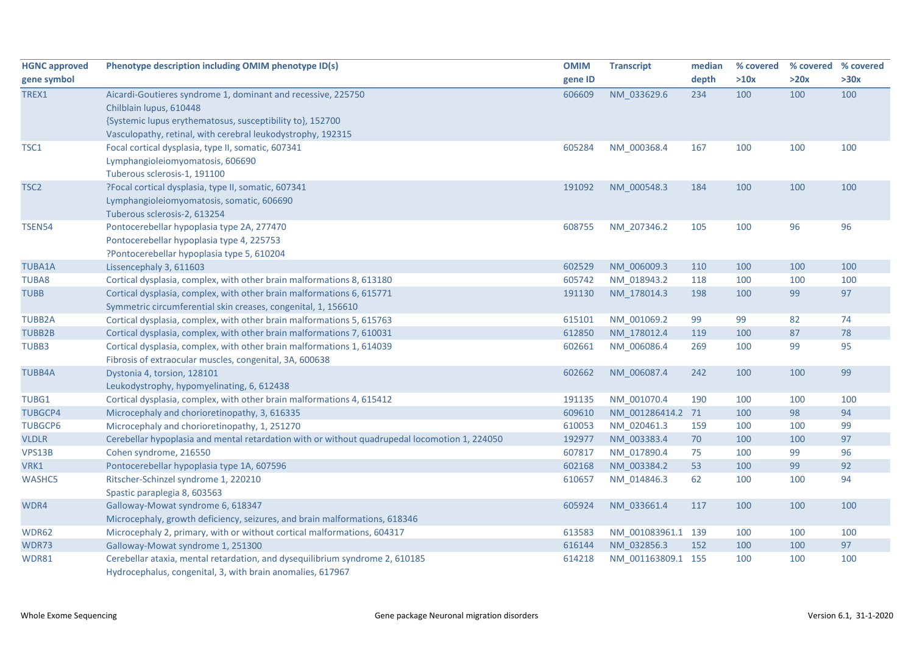| HGNC approved gene symbol | Phenotype description including OMIM phenotype ID(s) | OMIM gene ID | Transcript | median depth | % covered >10x | % covered >20x | % covered >30x |
|---|---|---|---|---|---|---|---|
| TREX1 | Aicardi-Goutieres syndrome 1, dominant and recessive, 225750<br>Chilblain lupus, 610448<br>{Systemic lupus erythematosus, susceptibility to}, 152700<br>Vasculopathy, retinal, with cerebral leukodystrophy, 192315 | 606609 | NM_033629.6 | 234 | 100 | 100 | 100 |
| TSC1 | Focal cortical dysplasia, type II, somatic, 607341<br>Lymphangioleiomyomatosis, 606690<br>Tuberous sclerosis-1, 191100 | 605284 | NM_000368.4 | 167 | 100 | 100 | 100 |
| TSC2 | ?Focal cortical dysplasia, type II, somatic, 607341<br>Lymphangioleiomyomatosis, somatic, 606690<br>Tuberous sclerosis-2, 613254 | 191092 | NM_000548.3 | 184 | 100 | 100 | 100 |
| TSEN54 | Pontocerebellar hypoplasia type 2A, 277470<br>Pontocerebellar hypoplasia type 4, 225753<br>?Pontocerebellar hypoplasia type 5, 610204 | 608755 | NM_207346.2 | 105 | 100 | 96 | 96 |
| TUBA1A | Lissencephaly 3, 611603 | 602529 | NM_006009.3 | 110 | 100 | 100 | 100 |
| TUBA8 | Cortical dysplasia, complex, with other brain malformations 8, 613180 | 605742 | NM_018943.2 | 118 | 100 | 100 | 100 |
| TUBB | Cortical dysplasia, complex, with other brain malformations 6, 615771<br>Symmetric circumferential skin creases, congenital, 1, 156610 | 191130 | NM_178014.3 | 198 | 100 | 99 | 97 |
| TUBB2A | Cortical dysplasia, complex, with other brain malformations 5, 615763 | 615101 | NM_001069.2 | 99 | 99 | 82 | 74 |
| TUBB2B | Cortical dysplasia, complex, with other brain malformations 7, 610031 | 612850 | NM_178012.4 | 119 | 100 | 87 | 78 |
| TUBB3 | Cortical dysplasia, complex, with other brain malformations 1, 614039<br>Fibrosis of extraocular muscles, congenital, 3A, 600638 | 602661 | NM_006086.4 | 269 | 100 | 99 | 95 |
| TUBB4A | Dystonia 4, torsion, 128101<br>Leukodystrophy, hypomyelinating, 6, 612438 | 602662 | NM_006087.4 | 242 | 100 | 100 | 99 |
| TUBG1 | Cortical dysplasia, complex, with other brain malformations 4, 615412 | 191135 | NM_001070.4 | 190 | 100 | 100 | 100 |
| TUBGCP4 | Microcephaly and chorioretinopathy, 3, 616335 | 609610 | NM_001286414.2 | 71 | 100 | 98 | 94 |
| TUBGCP6 | Microcephaly and chorioretinopathy, 1, 251270 | 610053 | NM_020461.3 | 159 | 100 | 100 | 99 |
| VLDLR | Cerebellar hypoplasia and mental retardation with or without quadrupedal locomotion 1, 224050 | 192977 | NM_003383.4 | 70 | 100 | 100 | 97 |
| VPS13B | Cohen syndrome, 216550 | 607817 | NM_017890.4 | 75 | 100 | 99 | 96 |
| VRK1 | Pontocerebellar hypoplasia type 1A, 607596 | 602168 | NM_003384.2 | 53 | 100 | 99 | 92 |
| WASHC5 | Ritscher-Schinzel syndrome 1, 220210<br>Spastic paraplegia 8, 603563 | 610657 | NM_014846.3 | 62 | 100 | 100 | 94 |
| WDR4 | Galloway-Mowat syndrome 6, 618347<br>Microcephaly, growth deficiency, seizures, and brain malformations, 618346 | 605924 | NM_033661.4 | 117 | 100 | 100 | 100 |
| WDR62 | Microcephaly 2, primary, with or without cortical malformations, 604317 | 613583 | NM_001083961.1 | 139 | 100 | 100 | 100 |
| WDR73 | Galloway-Mowat syndrome 1, 251300 | 616144 | NM_032856.3 | 152 | 100 | 100 | 97 |
| WDR81 | Cerebellar ataxia, mental retardation, and dysequilibrium syndrome 2, 610185<br>Hydrocephalus, congenital, 3, with brain anomalies, 617967 | 614218 | NM_001163809.1 | 155 | 100 | 100 | 100 |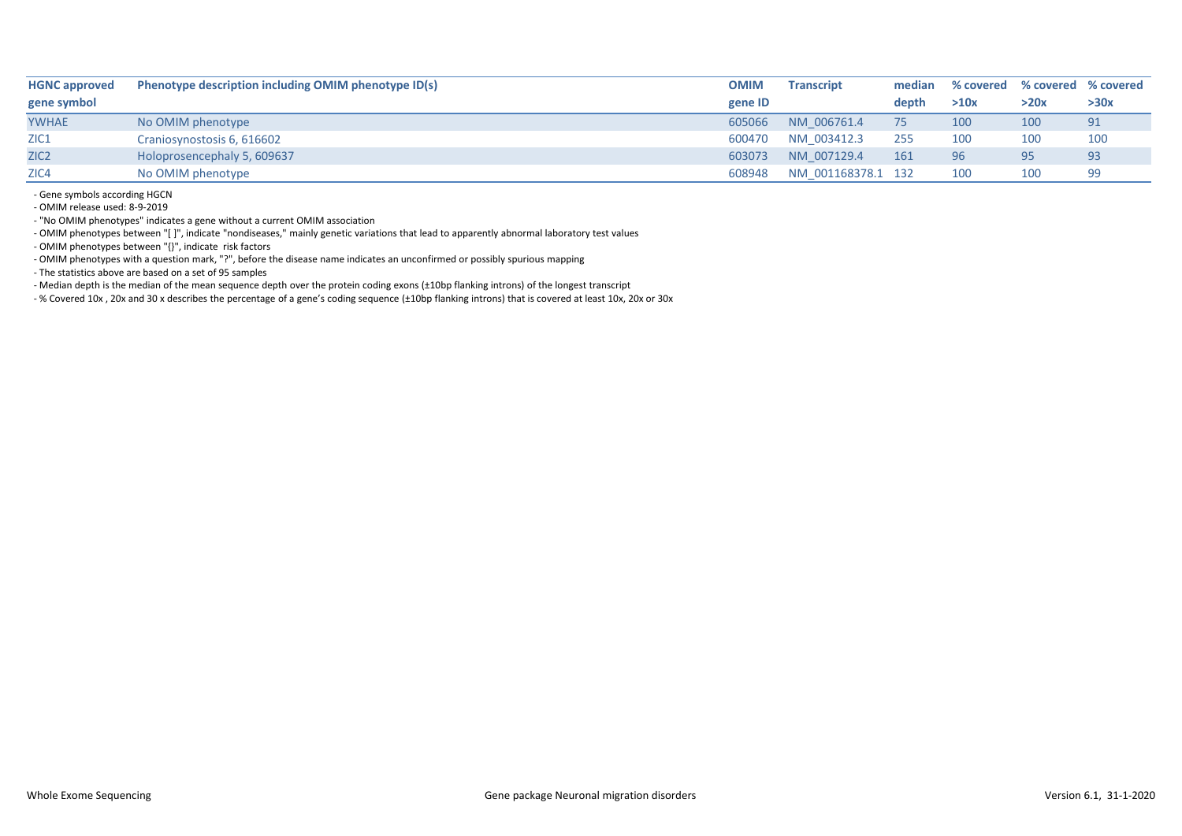| HGNC approved gene symbol | Phenotype description including OMIM phenotype ID(s) | OMIM gene ID | Transcript | median depth | % covered >10x | % covered >20x | % covered >30x |
|---|---|---|---|---|---|---|---|
| YWHAE | No OMIM phenotype | 605066 | NM_006761.4 | 75 | 100 | 100 | 91 |
| ZIC1 | Craniosynostosis 6, 616602 | 600470 | NM_003412.3 | 255 | 100 | 100 | 100 |
| ZIC2 | Holoprosencephaly 5, 609637 | 603073 | NM_007129.4 | 161 | 96 | 95 | 93 |
| ZIC4 | No OMIM phenotype | 608948 | NM_001168378.1 | 132 | 100 | 100 | 99 |

- Gene symbols according HGCN
- OMIM release used: 8-9-2019
- "No OMIM phenotypes" indicates a gene without a current OMIM association
- OMIM phenotypes between "[ ]", indicate "nondiseases," mainly genetic variations that lead to apparently abnormal laboratory test values
- OMIM phenotypes between "{}", indicate risk factors
- OMIM phenotypes with a question mark, "?", before the disease name indicates an unconfirmed or possibly spurious mapping
- The statistics above are based on a set of 95 samples
- Median depth is the median of the mean sequence depth over the protein coding exons (±10bp flanking introns) of the longest transcript
- % Covered 10x , 20x and 30 x describes the percentage of a gene's coding sequence (±10bp flanking introns) that is covered at least 10x, 20x or 30x